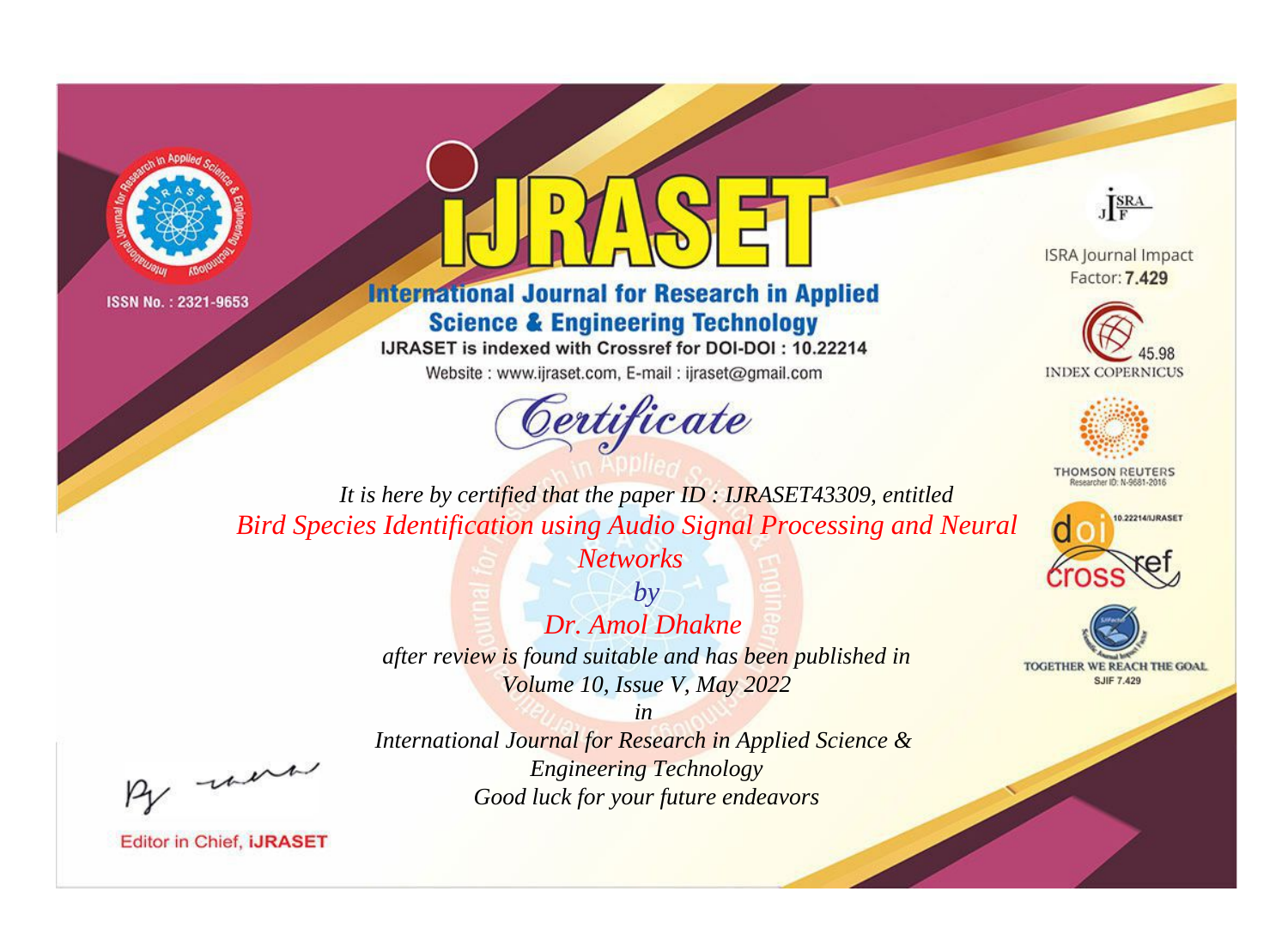ISSN No. : 2321-9653

# IJRASET

## International Journal for Research in Applied Science & Engineering Technology

IJRASET is indexed with Crossref for DOI-DOI : 10.22214

Website : www.ijraset.com, E-mail : ijraset@gmail.com

ISRA Journal Impact Factor: **7.429**

45.98 INDEX COPERNICUS

THOMSON REUTERS Researcher ID: N-9681-2016

10.22214/IJRASET

TOGETHER WE REACH THE GOAL SJIF 7.429

# *Certificate*

*It is here by certified that the paper ID : IJRASET43309, entitled*

*Bird Species Identification using Audio Signal Processing and Neural Networks*

*by*

*Dr. Amol Dhakne*

*after review is found suitable and has been published in*

*Volume 10, Issue V, May 2022*

*in*

*International Journal for Research in Applied Science & Engineering Technology*

*Good luck for your future endeavors*

Editor in Chief, **iJRASET**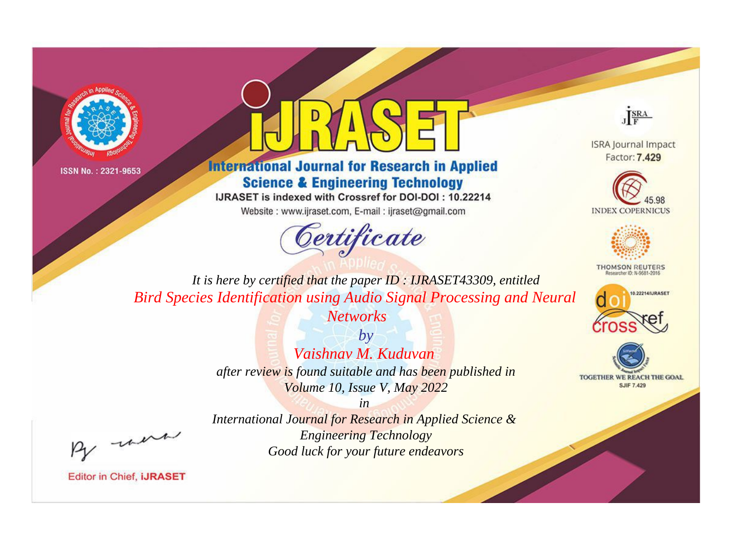ISSN No. : 2321-9653

# iJRASET

## International Journal for Research in Applied Science & Engineering Technology

IJRASET is indexed with Crossref for DOI-DOI : 10.22214

Website : www.ijraset.com, E-mail : ijraset@gmail.com

ISRA Journal Impact Factor: **7.429**

45.98 INDEX COPERNICUS

THOMSON REUTERS Researcher ID: N-9681-2016

10.22214/IJRASET

TOGETHER WE REACH THE GOAL SJIF 7.429

# *Certificate*

*It is here by certified that the paper ID : IJRASET43309, entitled*

*Bird Species Identification using Audio Signal Processing and Neural Networks*

*by*

*Vaishnav M. Kuduvan*

*after review is found suitable and has been published in*

*Volume 10, Issue V, May 2022*

*in*

*International Journal for Research in Applied Science & Engineering Technology*

*Good luck for your future endeavors*

Editor in Chief, **iJRASET**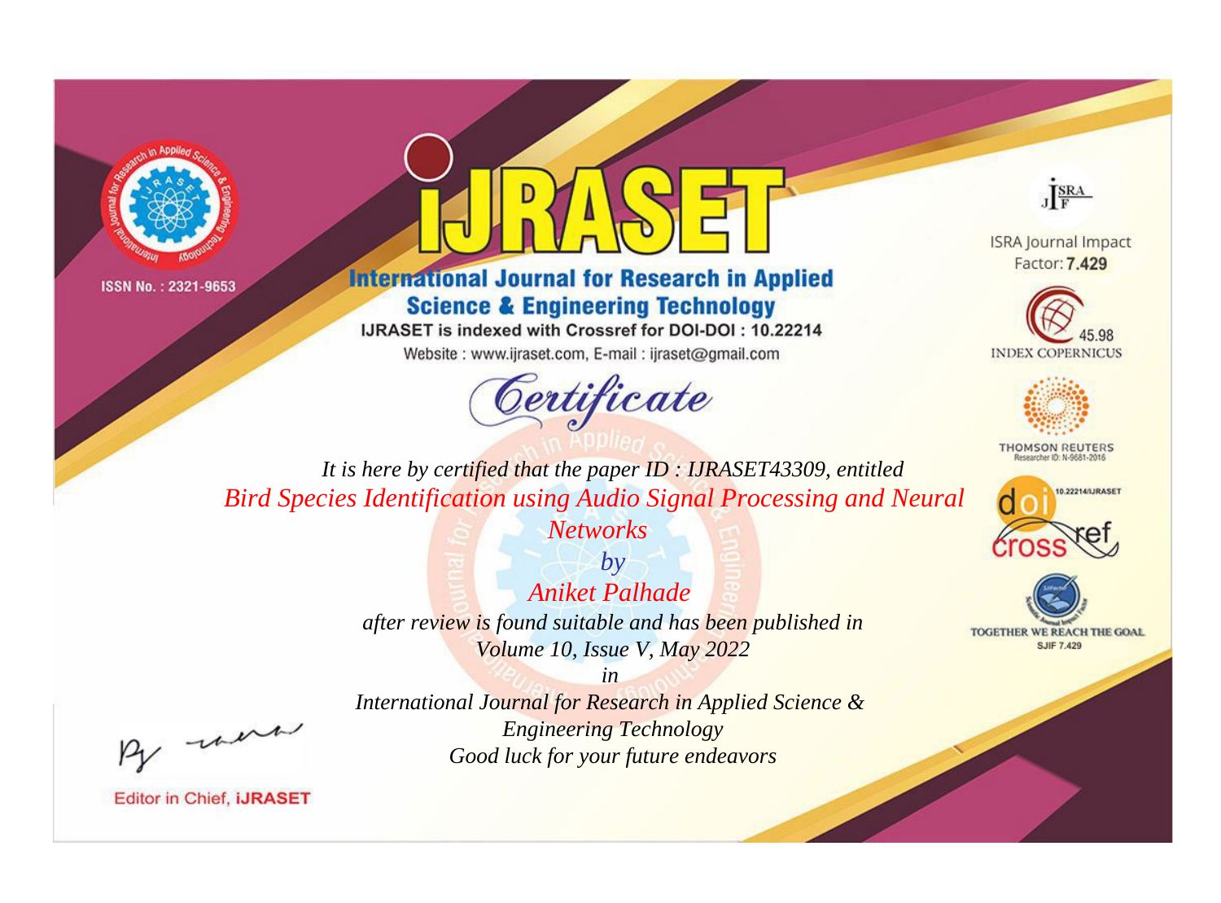ISSN No. : 2321-9653

# iJRASET

## International Journal for Research in Applied Science & Engineering Technology

IJRASET is indexed with Crossref for DOI-DOI : 10.22214

Website : www.ijraset.com, E-mail : ijraset@gmail.com

ISRA Journal Impact Factor: **7.429**

45.98 INDEX COPERNICUS

THOMSON REUTERS Researcher ID: N-9681-2016

10.22214/IJRASET

TOGETHER WE REACH THE GOAL SJIF 7.429

# *Certificate*

*It is here by certified that the paper ID : IJRASET43309, entitled*

*Bird Species Identification using Audio Signal Processing and Neural Networks*

*by*

*Aniket Palhade*

*after review is found suitable and has been published in*

*Volume 10, Issue V, May 2022*

*in*

*International Journal for Research in Applied Science & Engineering Technology*

*Good luck for your future endeavors*

Editor in Chief, **iJRASET**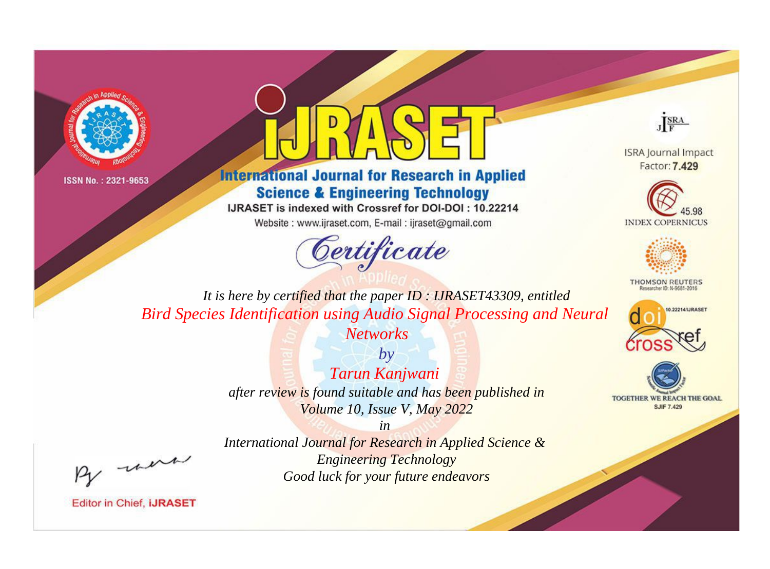ISSN No. : 2321-9653

# iJRASET

## International Journal for Research in Applied Science & Engineering Technology

IJRASET is indexed with Crossref for DOI-DOI : 10.22214

Website : www.ijraset.com, E-mail : ijraset@gmail.com

ISRA Journal Impact Factor: **7.429**

45.98 INDEX COPERNICUS

THOMSON REUTERS Researcher ID: N-9681-2016

10.22214/IJRASET

TOGETHER WE REACH THE GOAL SJIF 7.429

*Certificate*

*It is here by certified that the paper ID : IJRASET43309, entitled*

*Bird Species Identification using Audio Signal Processing and Neural Networks*

*by*

*Tarun Kanjwani*

*after review is found suitable and has been published in*

*Volume 10, Issue V, May 2022*

*in*

*International Journal for Research in Applied Science & Engineering Technology*

*Good luck for your future endeavors*

Editor in Chief, iJRASET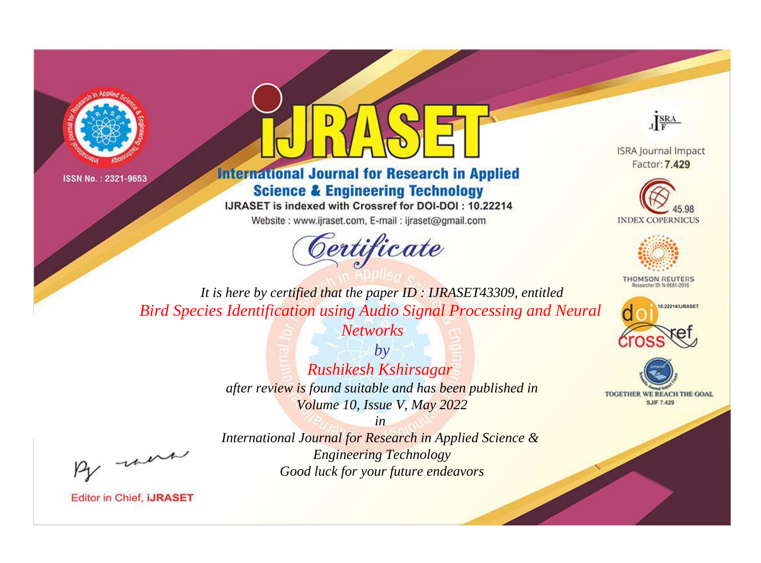ISSN No. : 2321-9653

# iJRASET

## International Journal for Research in Applied Science & Engineering Technology

IJRASET is indexed with Crossref for DOI-DOI : 10.22214

Website : www.ijraset.com, E-mail : ijraset@gmail.com

*Certificate*

*It is here by certified that the paper ID : IJRASET43309, entitled*

*Bird Species Identification using Audio Signal Processing and Neural Networks*

*by*

*Rushikesh Kshirsagar*

*after review is found suitable and has been published in*

*Volume 10, Issue V, May 2022*

*in*

*International Journal for Research in Applied Science & Engineering Technology*

*Good luck for your future endeavors*

Editor in Chief, iJRASET

ISRA Journal Impact Factor: **7.429**

45.98
INDEX COPERNICUS

THOMSON REUTERS
Researcher ID: N-9681-2016

10.22214/IJRASET

TOGETHER WE REACH THE GOAL
SJIF 7.429